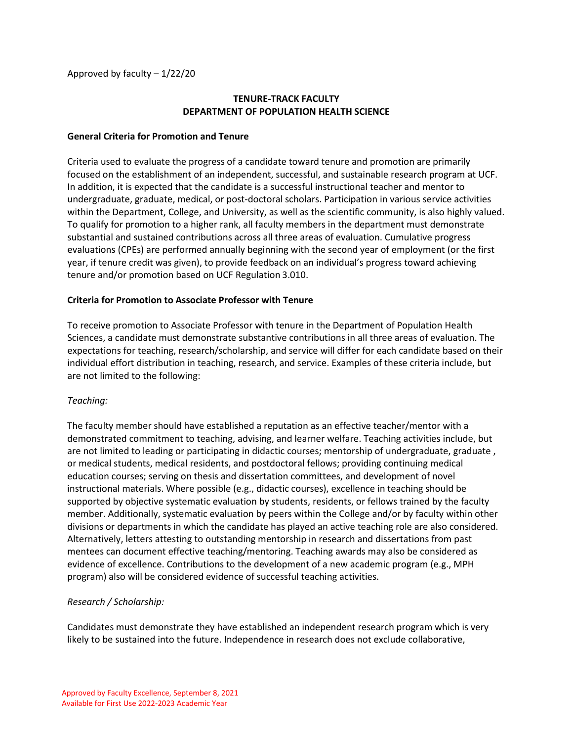Approved by faculty – 1/22/20

## TENURE-TRACK FACULTY
## DEPARTMENT OF POPULATION HEALTH SCIENCE

**General Criteria for Promotion and Tenure**

Criteria used to evaluate the progress of a candidate toward tenure and promotion are primarily focused on the establishment of an independent, successful, and sustainable research program at UCF. In addition, it is expected that the candidate is a successful instructional teacher and mentor to undergraduate, graduate, medical, or post-doctoral scholars. Participation in various service activities within the Department, College, and University, as well as the scientific community, is also highly valued. To qualify for promotion to a higher rank, all faculty members in the department must demonstrate substantial and sustained contributions across all three areas of evaluation. Cumulative progress evaluations (CPEs) are performed annually beginning with the second year of employment (or the first year, if tenure credit was given), to provide feedback on an individual's progress toward achieving tenure and/or promotion based on UCF Regulation 3.010.

**Criteria for Promotion to Associate Professor with Tenure**

To receive promotion to Associate Professor with tenure in the Department of Population Health Sciences, a candidate must demonstrate substantive contributions in all three areas of evaluation. The expectations for teaching, research/scholarship, and service will differ for each candidate based on their individual effort distribution in teaching, research, and service. Examples of these criteria include, but are not limited to the following:

*Teaching:*

The faculty member should have established a reputation as an effective teacher/mentor with a demonstrated commitment to teaching, advising, and learner welfare. Teaching activities include, but are not limited to leading or participating in didactic courses; mentorship of undergraduate, graduate , or medical students, medical residents, and postdoctoral fellows; providing continuing medical education courses; serving on thesis and dissertation committees, and development of novel instructional materials. Where possible (e.g., didactic courses), excellence in teaching should be supported by objective systematic evaluation by students, residents, or fellows trained by the faculty member. Additionally, systematic evaluation by peers within the College and/or by faculty within other divisions or departments in which the candidate has played an active teaching role are also considered. Alternatively, letters attesting to outstanding mentorship in research and dissertations from past mentees can document effective teaching/mentoring. Teaching awards may also be considered as evidence of excellence. Contributions to the development of a new academic program (e.g., MPH program) also will be considered evidence of successful teaching activities.

*Research / Scholarship:*

Candidates must demonstrate they have established an independent research program which is very likely to be sustained into the future. Independence in research does not exclude collaborative,

Approved by Faculty Excellence, September 8, 2021
Available for First Use 2022-2023 Academic Year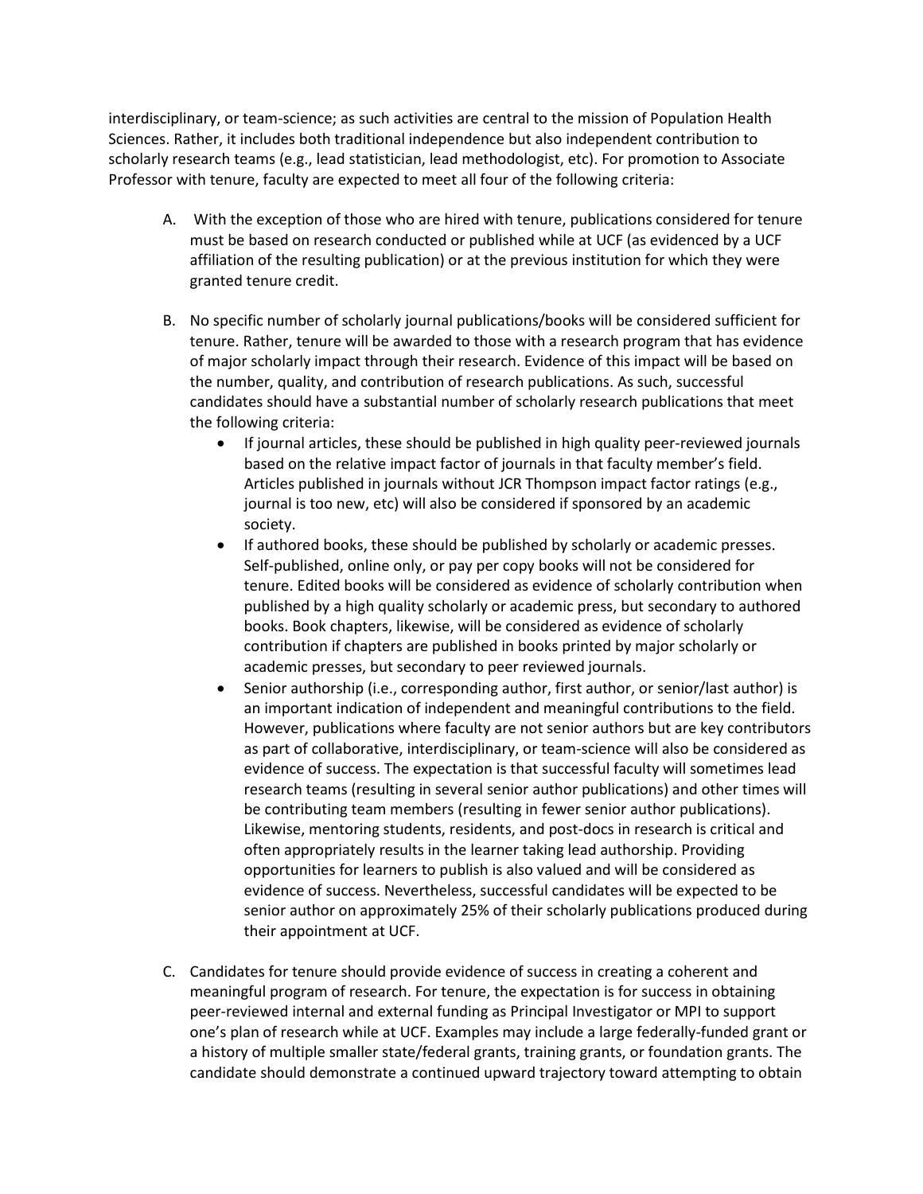interdisciplinary, or team-science; as such activities are central to the mission of Population Health Sciences. Rather, it includes both traditional independence but also independent contribution to scholarly research teams (e.g., lead statistician, lead methodologist, etc). For promotion to Associate Professor with tenure, faculty are expected to meet all four of the following criteria:

A. With the exception of those who are hired with tenure, publications considered for tenure must be based on research conducted or published while at UCF (as evidenced by a UCF affiliation of the resulting publication) or at the previous institution for which they were granted tenure credit.

B. No specific number of scholarly journal publications/books will be considered sufficient for tenure. Rather, tenure will be awarded to those with a research program that has evidence of major scholarly impact through their research. Evidence of this impact will be based on the number, quality, and contribution of research publications. As such, successful candidates should have a substantial number of scholarly research publications that meet the following criteria:
   - If journal articles, these should be published in high quality peer-reviewed journals based on the relative impact factor of journals in that faculty member's field. Articles published in journals without JCR Thompson impact factor ratings (e.g., journal is too new, etc) will also be considered if sponsored by an academic society.
   - If authored books, these should be published by scholarly or academic presses. Self-published, online only, or pay per copy books will not be considered for tenure. Edited books will be considered as evidence of scholarly contribution when published by a high quality scholarly or academic press, but secondary to authored books. Book chapters, likewise, will be considered as evidence of scholarly contribution if chapters are published in books printed by major scholarly or academic presses, but secondary to peer reviewed journals.
   - Senior authorship (i.e., corresponding author, first author, or senior/last author) is an important indication of independent and meaningful contributions to the field. However, publications where faculty are not senior authors but are key contributors as part of collaborative, interdisciplinary, or team-science will also be considered as evidence of success. The expectation is that successful faculty will sometimes lead research teams (resulting in several senior author publications) and other times will be contributing team members (resulting in fewer senior author publications). Likewise, mentoring students, residents, and post-docs in research is critical and often appropriately results in the learner taking lead authorship. Providing opportunities for learners to publish is also valued and will be considered as evidence of success. Nevertheless, successful candidates will be expected to be senior author on approximately 25% of their scholarly publications produced during their appointment at UCF.

C. Candidates for tenure should provide evidence of success in creating a coherent and meaningful program of research. For tenure, the expectation is for success in obtaining peer-reviewed internal and external funding as Principal Investigator or MPI to support one's plan of research while at UCF. Examples may include a large federally-funded grant or a history of multiple smaller state/federal grants, training grants, or foundation grants. The candidate should demonstrate a continued upward trajectory toward attempting to obtain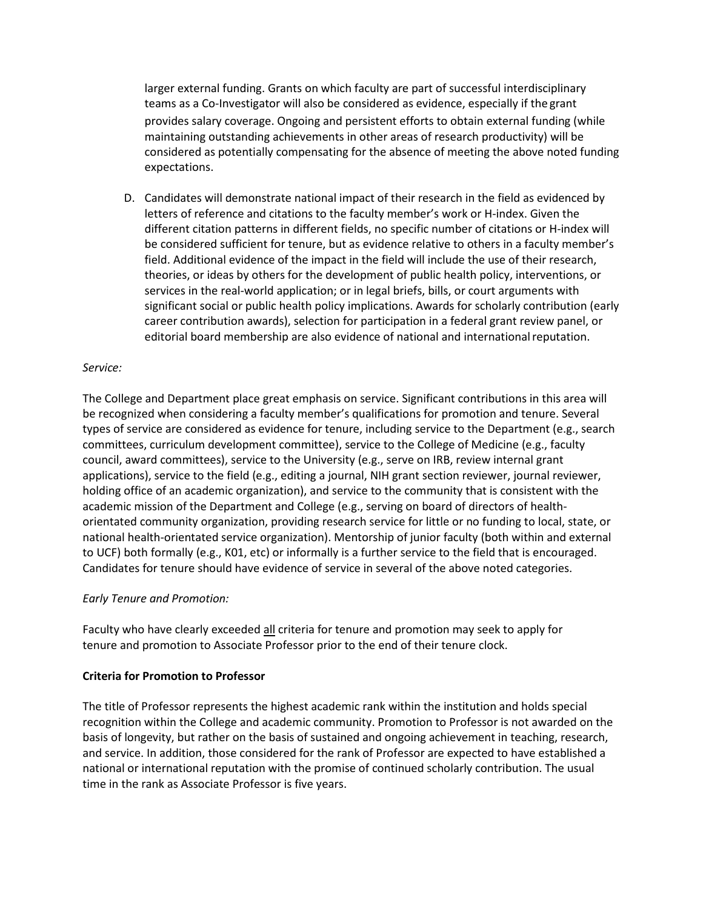larger external funding. Grants on which faculty are part of successful interdisciplinary teams as a Co-Investigator will also be considered as evidence, especially if the grant provides salary coverage. Ongoing and persistent efforts to obtain external funding (while maintaining outstanding achievements in other areas of research productivity) will be considered as potentially compensating for the absence of meeting the above noted funding expectations.

D. Candidates will demonstrate national impact of their research in the field as evidenced by letters of reference and citations to the faculty member's work or H-index. Given the different citation patterns in different fields, no specific number of citations or H-index will be considered sufficient for tenure, but as evidence relative to others in a faculty member's field. Additional evidence of the impact in the field will include the use of their research, theories, or ideas by others for the development of public health policy, interventions, or services in the real-world application; or in legal briefs, bills, or court arguments with significant social or public health policy implications. Awards for scholarly contribution (early career contribution awards), selection for participation in a federal grant review panel, or editorial board membership are also evidence of national and international reputation.

*Service:*

The College and Department place great emphasis on service. Significant contributions in this area will be recognized when considering a faculty member's qualifications for promotion and tenure. Several types of service are considered as evidence for tenure, including service to the Department (e.g., search committees, curriculum development committee), service to the College of Medicine (e.g., faculty council, award committees), service to the University (e.g., serve on IRB, review internal grant applications), service to the field (e.g., editing a journal, NIH grant section reviewer, journal reviewer, holding office of an academic organization), and service to the community that is consistent with the academic mission of the Department and College (e.g., serving on board of directors of health-orientated community organization, providing research service for little or no funding to local, state, or national health-orientated service organization). Mentorship of junior faculty (both within and external to UCF) both formally (e.g., K01, etc) or informally is a further service to the field that is encouraged. Candidates for tenure should have evidence of service in several of the above noted categories.

*Early Tenure and Promotion:*

Faculty who have clearly exceeded <u>all</u> criteria for tenure and promotion may seek to apply for tenure and promotion to Associate Professor prior to the end of their tenure clock.

**Criteria for Promotion to Professor**

The title of Professor represents the highest academic rank within the institution and holds special recognition within the College and academic community. Promotion to Professor is not awarded on the basis of longevity, but rather on the basis of sustained and ongoing achievement in teaching, research, and service. In addition, those considered for the rank of Professor are expected to have established a national or international reputation with the promise of continued scholarly contribution. The usual time in the rank as Associate Professor is five years.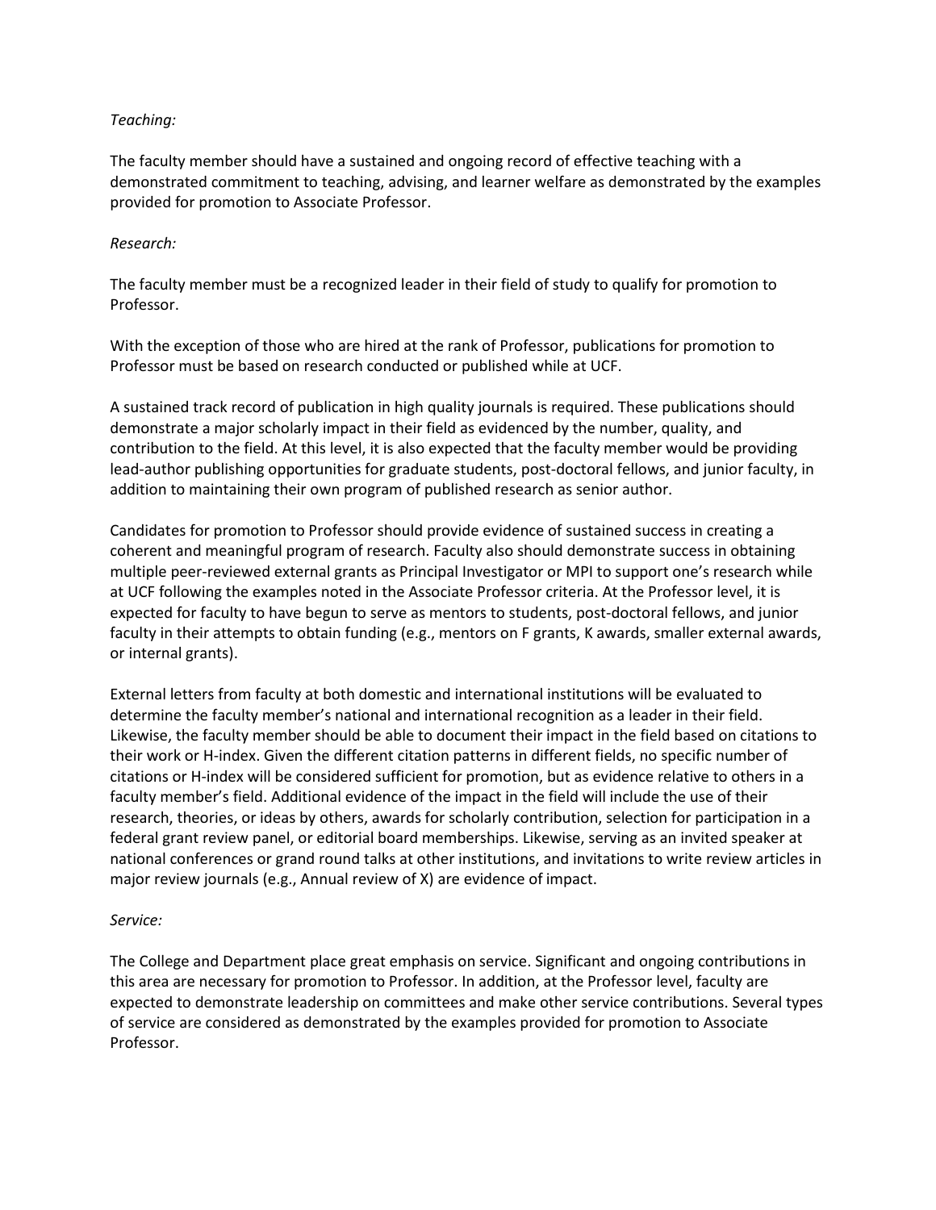*Teaching:*

The faculty member should have a sustained and ongoing record of effective teaching with a demonstrated commitment to teaching, advising, and learner welfare as demonstrated by the examples provided for promotion to Associate Professor.

*Research:*

The faculty member must be a recognized leader in their field of study to qualify for promotion to Professor.

With the exception of those who are hired at the rank of Professor, publications for promotion to Professor must be based on research conducted or published while at UCF.

A sustained track record of publication in high quality journals is required. These publications should demonstrate a major scholarly impact in their field as evidenced by the number, quality, and contribution to the field. At this level, it is also expected that the faculty member would be providing lead-author publishing opportunities for graduate students, post-doctoral fellows, and junior faculty, in addition to maintaining their own program of published research as senior author.

Candidates for promotion to Professor should provide evidence of sustained success in creating a coherent and meaningful program of research. Faculty also should demonstrate success in obtaining multiple peer-reviewed external grants as Principal Investigator or MPI to support one's research while at UCF following the examples noted in the Associate Professor criteria. At the Professor level, it is expected for faculty to have begun to serve as mentors to students, post-doctoral fellows, and junior faculty in their attempts to obtain funding (e.g., mentors on F grants, K awards, smaller external awards, or internal grants).

External letters from faculty at both domestic and international institutions will be evaluated to determine the faculty member's national and international recognition as a leader in their field. Likewise, the faculty member should be able to document their impact in the field based on citations to their work or H-index. Given the different citation patterns in different fields, no specific number of citations or H-index will be considered sufficient for promotion, but as evidence relative to others in a faculty member's field. Additional evidence of the impact in the field will include the use of their research, theories, or ideas by others, awards for scholarly contribution, selection for participation in a federal grant review panel, or editorial board memberships. Likewise, serving as an invited speaker at national conferences or grand round talks at other institutions, and invitations to write review articles in major review journals (e.g., Annual review of X) are evidence of impact.

*Service:*

The College and Department place great emphasis on service. Significant and ongoing contributions in this area are necessary for promotion to Professor. In addition, at the Professor level, faculty are expected to demonstrate leadership on committees and make other service contributions. Several types of service are considered as demonstrated by the examples provided for promotion to Associate Professor.